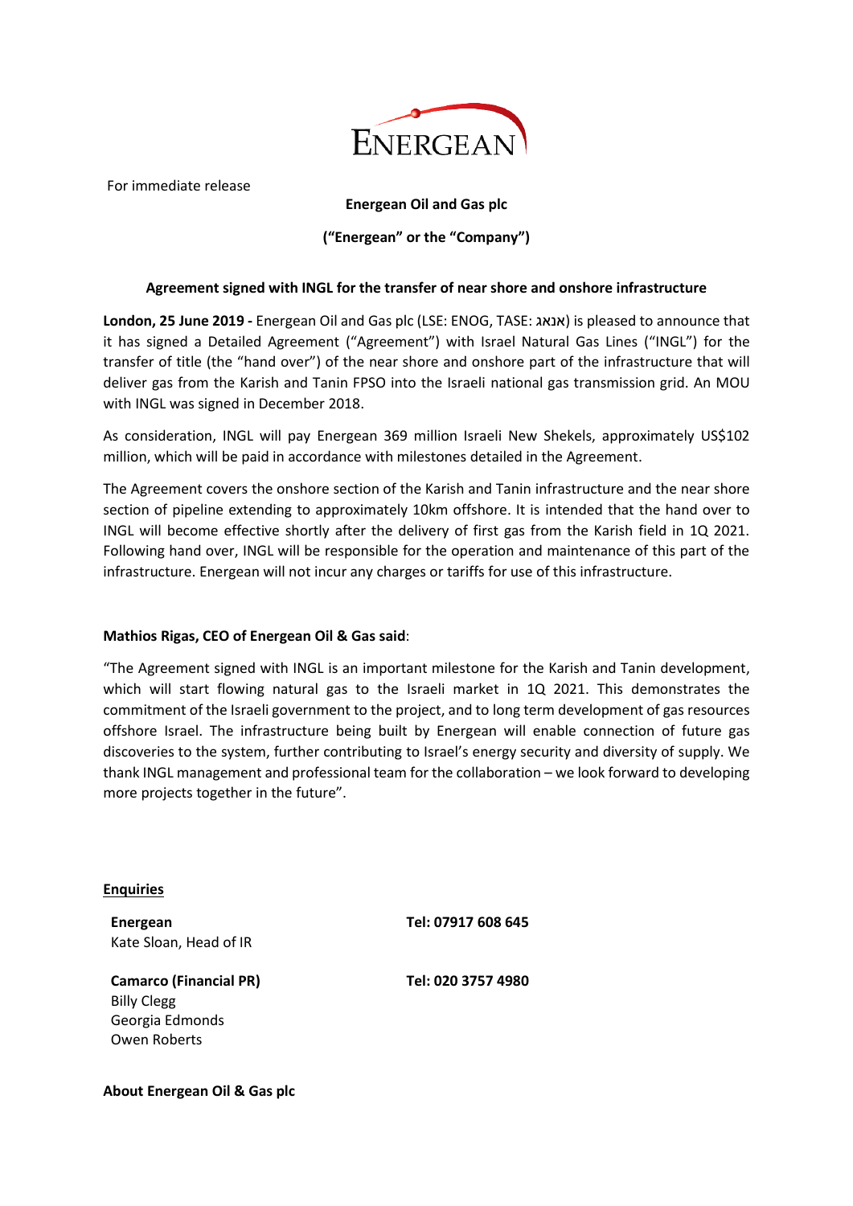For immediate release

**Energean Oil and Gas plc**

**("Energean" or the "Company")**

**Agreement signed with INGL for the transfer of near shore and onshore infrastructure**

**London, 25 June 2019 -** Energean Oil and Gas plc (LSE: ENOG, TASE: אנאג) is pleased to announce that it has signed a Detailed Agreement ("Agreement") with Israel Natural Gas Lines ("INGL") for the transfer of title (the "hand over") of the near shore and onshore part of the infrastructure that will deliver gas from the Karish and Tanin FPSO into the Israeli national gas transmission grid. An MOU with INGL was signed in December 2018.

As consideration, INGL will pay Energean 369 million Israeli New Shekels, approximately US$102 million, which will be paid in accordance with milestones detailed in the Agreement.

The Agreement covers the onshore section of the Karish and Tanin infrastructure and the near shore section of pipeline extending to approximately 10km offshore. It is intended that the hand over to INGL will become effective shortly after the delivery of first gas from the Karish field in 1Q 2021. Following hand over, INGL will be responsible for the operation and maintenance of this part of the infrastructure. Energean will not incur any charges or tariffs for use of this infrastructure.

**Mathios Rigas, CEO of Energean Oil & Gas said**:

"The Agreement signed with INGL is an important milestone for the Karish and Tanin development, which will start flowing natural gas to the Israeli market in 1Q 2021. This demonstrates the commitment of the Israeli government to the project, and to long term development of gas resources offshore Israel. The infrastructure being built by Energean will enable connection of future gas discoveries to the system, further contributing to Israel's energy security and diversity of supply. We thank INGL management and professional team for the collaboration – we look forward to developing more projects together in the future".

**Enquiries**

| | |
|---|---|
| **Energean**<br>Kate Sloan, Head of IR | **Tel: 07917 608 645** |
| **Camarco (Financial PR)**<br>Billy Clegg<br>Georgia Edmonds<br>Owen Roberts | **Tel: 020 3757 4980** |

**About Energean Oil & Gas plc**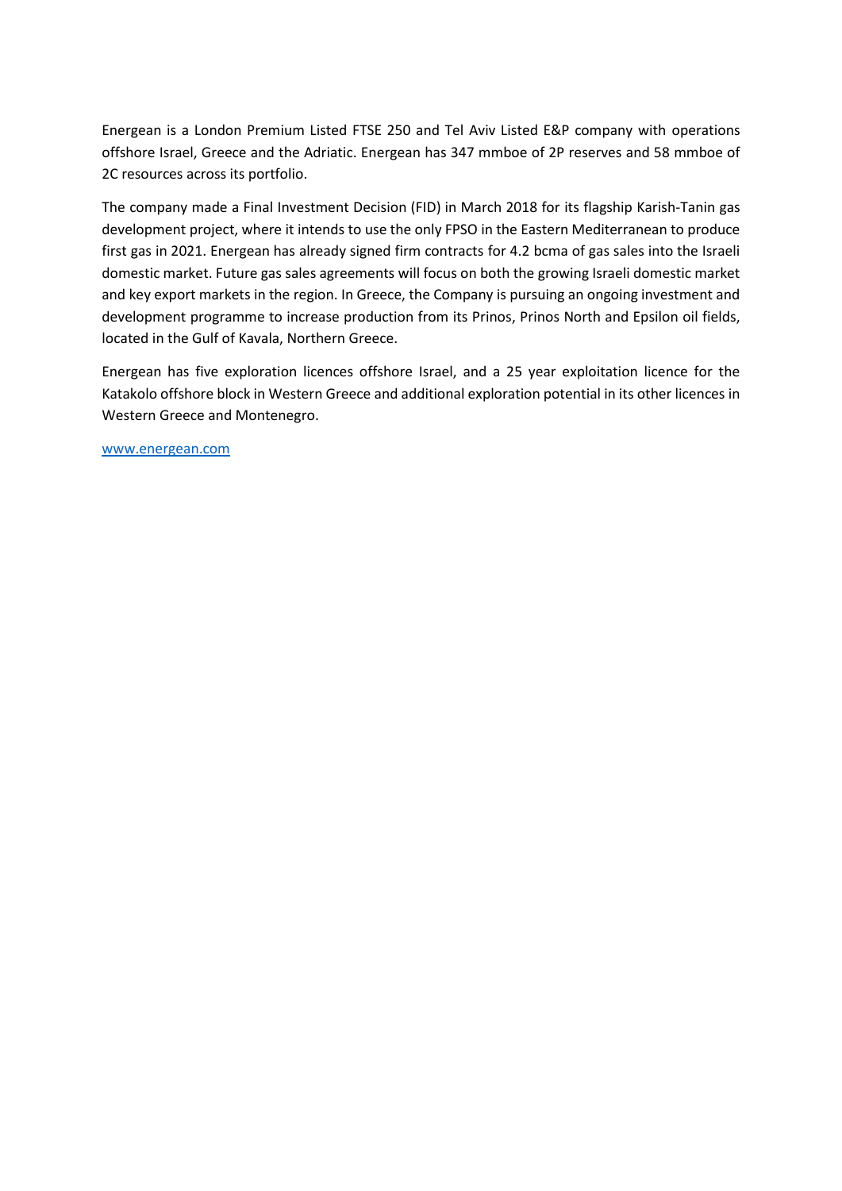Energean is a London Premium Listed FTSE 250 and Tel Aviv Listed E&P company with operations offshore Israel, Greece and the Adriatic. Energean has 347 mmboe of 2P reserves and 58 mmboe of 2C resources across its portfolio.

The company made a Final Investment Decision (FID) in March 2018 for its flagship Karish-Tanin gas development project, where it intends to use the only FPSO in the Eastern Mediterranean to produce first gas in 2021. Energean has already signed firm contracts for 4.2 bcma of gas sales into the Israeli domestic market. Future gas sales agreements will focus on both the growing Israeli domestic market and key export markets in the region. In Greece, the Company is pursuing an ongoing investment and development programme to increase production from its Prinos, Prinos North and Epsilon oil fields, located in the Gulf of Kavala, Northern Greece.

Energean has five exploration licences offshore Israel, and a 25 year exploitation licence for the Katakolo offshore block in Western Greece and additional exploration potential in its other licences in Western Greece and Montenegro.

[www.energean.com](http://www.energean.com)